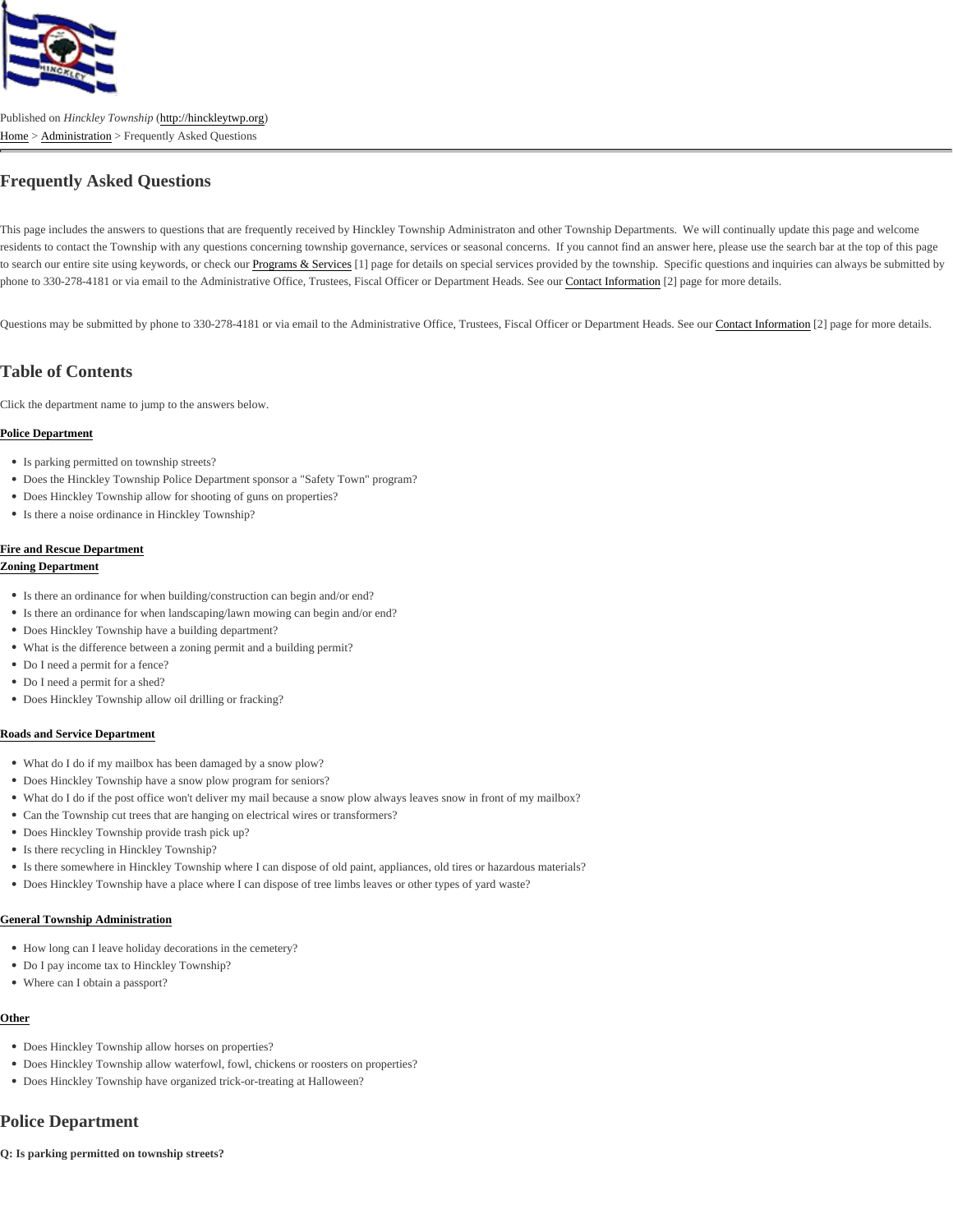Published on *Hinckley Township* (http://hinckleytwp.org)

Home > Administration > Frequently Asked Questions

# Frequently Asked Questions

This page includes the answers to questions that are frequently received by Hinckley Township Administraton and other Township Departments. We will continually update this page and welcome residents to contact the Township with any questions concerning township governance, services or seasonal concerns. If you cannot find an answer here, please use the search bar at the top of this page to search our entire site using keywords, or check our Programs & Services [1] page for details on special services provided by the township. Specific questions and inquiries can always be submitted by phone to 330-278-4181 or via email to the Administrative Office, Trustees, Fiscal Officer or Department Heads. See our Contact Information [2] page for more details.

Questions may be submitted by phone to 330-278-4181 or via email to the Administrative Office, Trustees, Fiscal Officer or Department Heads. See our Contact Information [2] page for more details.

## Table of Contents

Click the department name to jump to the answers below.

**Police Department**

- Is parking permitted on township streets?
- Does the Hinckley Township Police Department sponsor a "Safety Town" program?
- Does Hinckley Township allow for shooting of guns on properties?
- Is there a noise ordinance in Hinckley Township?

**Fire and Rescue Department**

**Zoning Department**

- Is there an ordinance for when building/construction can begin and/or end?
- Is there an ordinance for when landscaping/lawn mowing can begin and/or end?
- Does Hinckley Township have a building department?
- What is the difference between a zoning permit and a building permit?
- Do I need a permit for a fence?
- Do I need a permit for a shed?
- Does Hinckley Township allow oil drilling or fracking?

**Roads and Service Department**

- What do I do if my mailbox has been damaged by a snow plow?
- Does Hinckley Township have a snow plow program for seniors?
- What do I do if the post office won't deliver my mail because a snow plow always leaves snow in front of my mailbox?
- Can the Township cut trees that are hanging on electrical wires or transformers?
- Does Hinckley Township provide trash pick up?
- Is there recycling in Hinckley Township?
- Is there somewhere in Hinckley Township where I can dispose of old paint, appliances, old tires or hazardous materials?
- Does Hinckley Township have a place where I can dispose of tree limbs leaves or other types of yard waste?

**General Township Administration**

- How long can I leave holiday decorations in the cemetery?
- Do I pay income tax to Hinckley Township?
- Where can I obtain a passport?

**Other**

- Does Hinckley Township allow horses on properties?
- Does Hinckley Township allow waterfowl, fowl, chickens or roosters on properties?
- Does Hinckley Township have organized trick-or-treating at Halloween?

## Police Department

**Q: Is parking permitted on township streets?**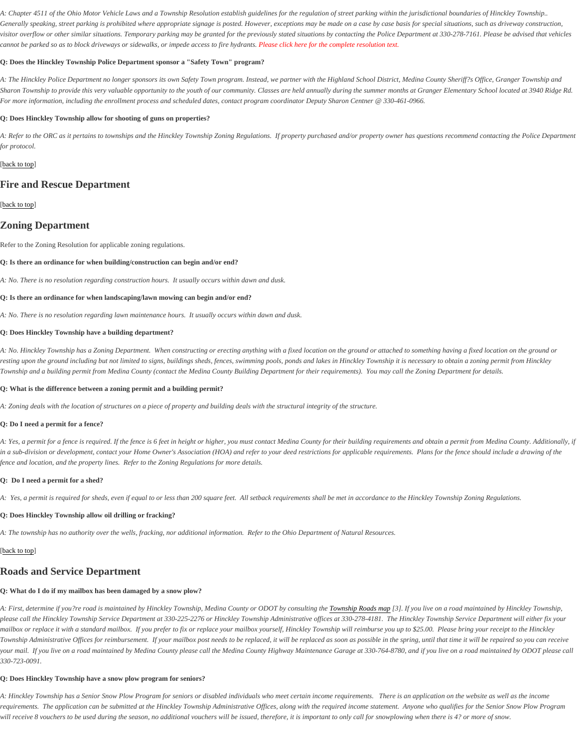*A: Chapter 4511 of the Ohio Motor Vehicle Laws and a Township Resolution establish guidelines for the regulation of street parking within the jurisdictional boundaries of Hinckley Township.. Generally speaking, street parking is prohibited where appropriate signage is posted. However, exceptions may be made on a case by case basis for special situations, such as driveway construction, visitor overflow or other similar situations. Temporary parking may be granted for the previously stated situations by contacting the Police Department at 330-278-7161. Please be advised that vehicles cannot be parked so as to block driveways or sidewalks, or impede access to fire hydrants. Please click here for the complete resolution text.*

**Q: Does the Hinckley Township Police Department sponsor a "Safety Town" program?**

*A: The Hinckley Police Department no longer sponsors its own Safety Town program. Instead, we partner with the Highland School District, Medina County Sheriff?s Office, Granger Township and Sharon Township to provide this very valuable opportunity to the youth of our community. Classes are held annually during the summer months at Granger Elementary School located at 3940 Ridge Rd. For more information, including the enrollment process and scheduled dates, contact program coordinator Deputy Sharon Centner @ 330-461-0966.*

**Q: Does Hinckley Township allow for shooting of guns on properties?**

*A: Refer to the ORC as it pertains to townships and the Hinckley Township Zoning Regulations. If property purchased and/or property owner has questions recommend contacting the Police Department for protocol.*

[back to top]

## Fire and Rescue Department

[back to top]

## Zoning Department

Refer to the Zoning Resolution for applicable zoning regulations.

**Q: Is there an ordinance for when building/construction can begin and/or end?**

*A: No. There is no resolution regarding construction hours. It usually occurs within dawn and dusk.*

**Q: Is there an ordinance for when landscaping/lawn mowing can begin and/or end?**

*A: No. There is no resolution regarding lawn maintenance hours. It usually occurs within dawn and dusk.*

**Q: Does Hinckley Township have a building department?**

*A: No. Hinckley Township has a Zoning Department. When constructing or erecting anything with a fixed location on the ground or attached to something having a fixed location on the ground or resting upon the ground including but not limited to signs, buildings sheds, fences, swimming pools, ponds and lakes in Hinckley Township it is necessary to obtain a zoning permit from Hinckley Township and a building permit from Medina County (contact the Medina County Building Department for their requirements). You may call the Zoning Department for details.*

**Q: What is the difference between a zoning permit and a building permit?**

*A: Zoning deals with the location of structures on a piece of property and building deals with the structural integrity of the structure.*

**Q: Do I need a permit for a fence?**

*A: Yes, a permit for a fence is required. If the fence is 6 feet in height or higher, you must contact Medina County for their building requirements and obtain a permit from Medina County. Additionally, if in a sub-division or development, contact your Home Owner's Association (HOA) and refer to your deed restrictions for applicable requirements. Plans for the fence should include a drawing of the fence and location, and the property lines. Refer to the Zoning Regulations for more details.*

**Q: Do I need a permit for a shed?**

*A: Yes, a permit is required for sheds, even if equal to or less than 200 square feet. All setback requirements shall be met in accordance to the Hinckley Township Zoning Regulations.*

**Q: Does Hinckley Township allow oil drilling or fracking?**

*A: The township has no authority over the wells, fracking, nor additional information. Refer to the Ohio Department of Natural Resources.*

[back to top]

## Roads and Service Department

**Q: What do I do if my mailbox has been damaged by a snow plow?**

*A: First, determine if you?re road is maintained by Hinckley Township, Medina County or ODOT by consulting the Township Roads map [3]. If you live on a road maintained by Hinckley Township, please call the Hinckley Township Service Department at 330-225-2276 or Hinckley Township Administrative offices at 330-278-4181. The Hinckley Township Service Department will either fix your mailbox or replace it with a standard mailbox. If you prefer to fix or replace your mailbox yourself, Hinckley Township will reimburse you up to $25.00. Please bring your receipt to the Hinckley Township Administrative Offices for reimbursement. If your mailbox post needs to be replaced, it will be replaced as soon as possible in the spring, until that time it will be repaired so you can receive your mail. If you live on a road maintained by Medina County please call the Medina County Highway Maintenance Garage at 330-764-8780, and if you live on a road maintained by ODOT please call 330-723-0091.*

**Q: Does Hinckley Township have a snow plow program for seniors?**

*A: Hinckley Township has a Senior Snow Plow Program for seniors or disabled individuals who meet certain income requirements. There is an application on the website as well as the income requirements. The application can be submitted at the Hinckley Township Administrative Offices, along with the required income statement. Anyone who qualifies for the Senior Snow Plow Program will receive 8 vouchers to be used during the season, no additional vouchers will be issued, therefore, it is important to only call for snowplowing when there is 4? or more of snow.*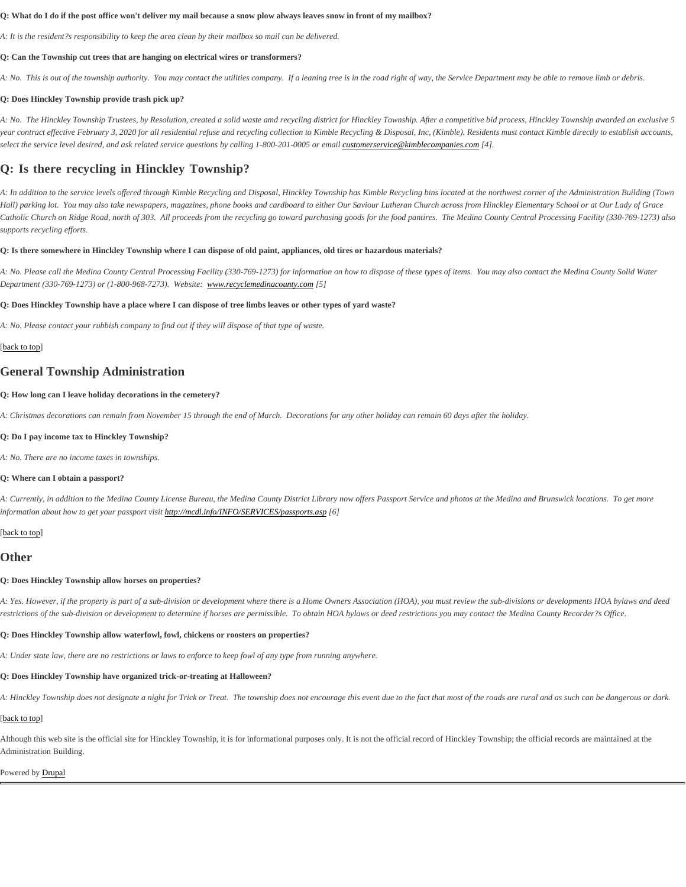**Q: What do I do if the post office won't deliver my mail because a snow plow always leaves snow in front of my mailbox?**

*A: It is the resident?s responsibility to keep the area clean by their mailbox so mail can be delivered.*

**Q: Can the Township cut trees that are hanging on electrical wires or transformers?**

*A: No. This is out of the township authority. You may contact the utilities company. If a leaning tree is in the road right of way, the Service Department may be able to remove limb or debris.*

**Q: Does Hinckley Township provide trash pick up?**

*A: No. The Hinckley Township Trustees, by Resolution, created a solid waste amd recycling district for Hinckley Township. After a competitive bid process, Hinckley Township awarded an exclusive 5 year contract effective February 3, 2020 for all residential refuse and recycling collection to Kimble Recycling & Disposal, Inc, (Kimble). Residents must contact Kimble directly to establish accounts, select the service level desired, and ask related service questions by calling 1-800-201-0005 or email customerservice@kimblecompanies.com [4].*

## Q: Is there recycling in Hinckley Township?

*A: In addition to the service levels offered through Kimble Recycling and Disposal, Hinckley Township has Kimble Recycling bins located at the northwest corner of the Administration Building (Town Hall) parking lot. You may also take newspapers, magazines, phone books and cardboard to either Our Saviour Lutheran Church across from Hinckley Elementary School or at Our Lady of Grace Catholic Church on Ridge Road, north of 303. All proceeds from the recycling go toward purchasing goods for the food pantires. The Medina County Central Processing Facility (330-769-1273) also supports recycling efforts.*

**Q: Is there somewhere in Hinckley Township where I can dispose of old paint, appliances, old tires or hazardous materials?**

*A: No. Please call the Medina County Central Processing Facility (330-769-1273) for information on how to dispose of these types of items. You may also contact the Medina County Solid Water Department (330-769-1273) or (1-800-968-7273). Website: www.recyclemedinacounty.com [5]*

**Q: Does Hinckley Township have a place where I can dispose of tree limbs leaves or other types of yard waste?**

*A: No. Please contact your rubbish company to find out if they will dispose of that type of waste.*

[back to top]

## General Township Administration

**Q: How long can I leave holiday decorations in the cemetery?**

*A: Christmas decorations can remain from November 15 through the end of March. Decorations for any other holiday can remain 60 days after the holiday.*

**Q: Do I pay income tax to Hinckley Township?**

*A: No. There are no income taxes in townships.*

**Q: Where can I obtain a passport?**

*A: Currently, in addition to the Medina County License Bureau, the Medina County District Library now offers Passport Service and photos at the Medina and Brunswick locations. To get more information about how to get your passport visit http://mcdl.info/INFO/SERVICES/passports.asp [6]*

[back to top]

## Other

**Q: Does Hinckley Township allow horses on properties?**

*A: Yes. However, if the property is part of a sub-division or development where there is a Home Owners Association (HOA), you must review the sub-divisions or developments HOA bylaws and deed restrictions of the sub-division or development to determine if horses are permissible. To obtain HOA bylaws or deed restrictions you may contact the Medina County Recorder?s Office.*

**Q: Does Hinckley Township allow waterfowl, fowl, chickens or roosters on properties?**

*A: Under state law, there are no restrictions or laws to enforce to keep fowl of any type from running anywhere.*

**Q: Does Hinckley Township have organized trick-or-treating at Halloween?**

*A: Hinckley Township does not designate a night for Trick or Treat. The township does not encourage this event due to the fact that most of the roads are rural and as such can be dangerous or dark.*

[back to top]

Although this web site is the official site for Hinckley Township, it is for informational purposes only. It is not the official record of Hinckley Township; the official records are maintained at the Administration Building.

Powered by Drupal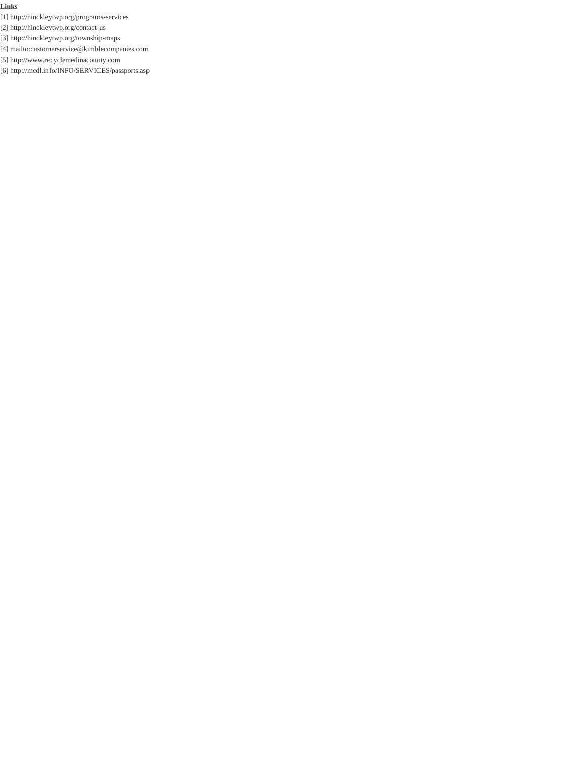**Links**

[1] http://hinckleytwp.org/programs-services
[2] http://hinckleytwp.org/contact-us
[3] http://hinckleytwp.org/township-maps
[4] mailto:customerservice@kimblecompanies.com
[5] http://www.recyclemedinacounty.com
[6] http://mcdl.info/INFO/SERVICES/passports.asp